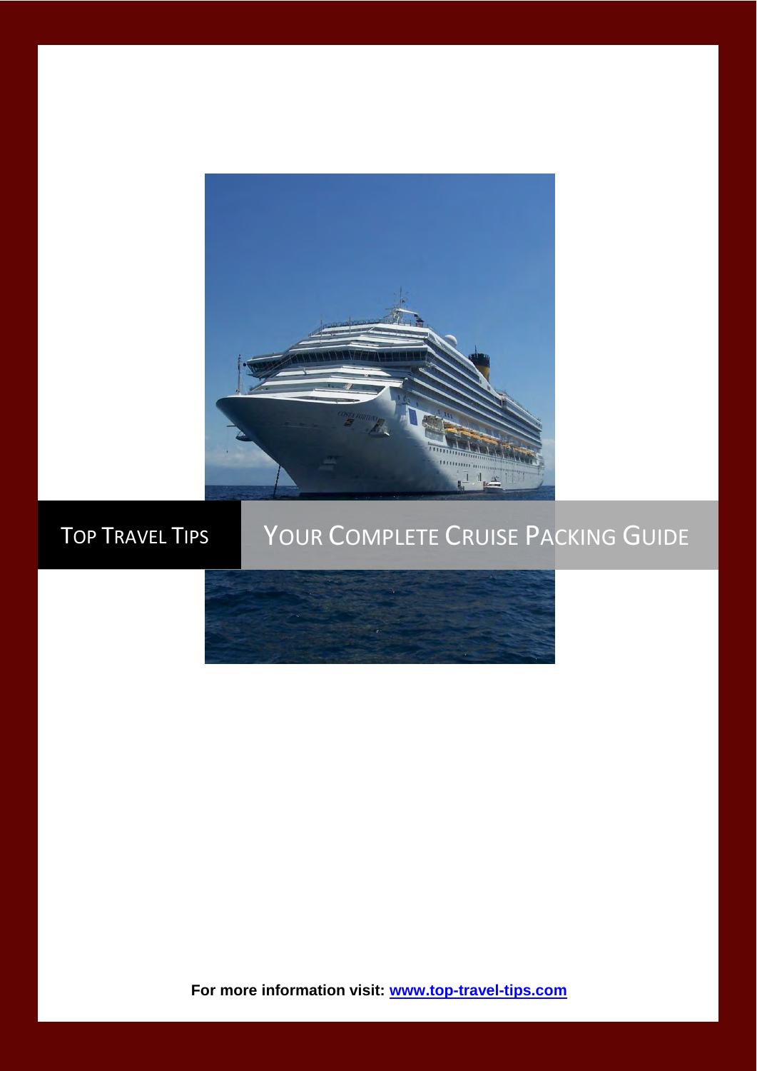TOP TRAVEL TIPS

# YOUR COMPLETE CRUISE PACKING GUIDE

**For more information visit: [www.top-travel-tips.com](http://www.top-travel-tips.com)**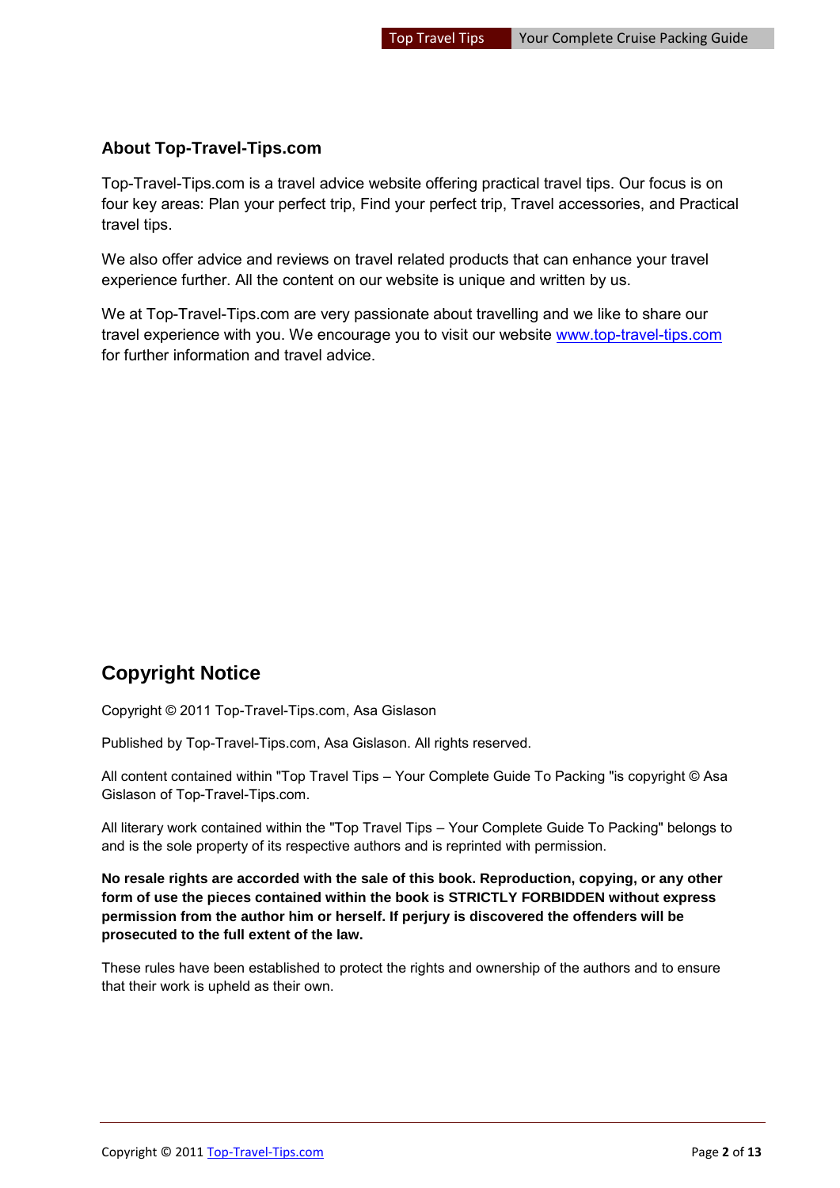## About Top-Travel-Tips.com

Top-Travel-Tips.com is a travel advice website offering practical travel tips. Our focus is on four key areas: Plan your perfect trip, Find your perfect trip, Travel accessories, and Practical travel tips.

We also offer advice and reviews on travel related products that can enhance your travel experience further. All the content on our website is unique and written by us.

We at Top-Travel-Tips.com are very passionate about travelling and we like to share our travel experience with you. We encourage you to visit our website www.top-travel-tips.com for further information and travel advice.

# Copyright Notice

Copyright © 2011 Top-Travel-Tips.com, Asa Gislason

Published by Top-Travel-Tips.com, Asa Gislason. All rights reserved.

All content contained within "Top Travel Tips – Your Complete Guide To Packing "is copyright © Asa Gislason of Top-Travel-Tips.com.

All literary work contained within the "Top Travel Tips – Your Complete Guide To Packing" belongs to and is the sole property of its respective authors and is reprinted with permission.

**No resale rights are accorded with the sale of this book. Reproduction, copying, or any other form of use the pieces contained within the book is STRICTLY FORBIDDEN without express permission from the author him or herself. If perjury is discovered the offenders will be prosecuted to the full extent of the law.**

These rules have been established to protect the rights and ownership of the authors and to ensure that their work is upheld as their own.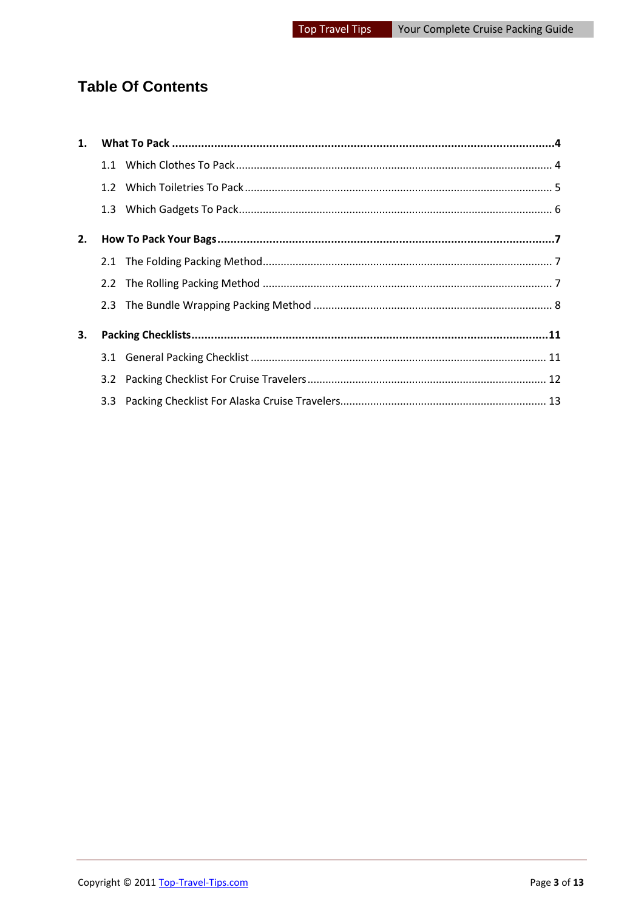# Table Of Contents

1. **What To Pack** ..... **4**
   - 1.1 Which Clothes To Pack ..... 4
   - 1.2 Which Toiletries To Pack ..... 5
   - 1.3 Which Gadgets To Pack ..... 6
2. **How To Pack Your Bags** ..... **7**
   - 2.1 The Folding Packing Method ..... 7
   - 2.2 The Rolling Packing Method ..... 7
   - 2.3 The Bundle Wrapping Packing Method ..... 8
3. **Packing Checklists** ..... **11**
   - 3.1 General Packing Checklist ..... 11
   - 3.2 Packing Checklist For Cruise Travelers ..... 12
   - 3.3 Packing Checklist For Alaska Cruise Travelers ..... 13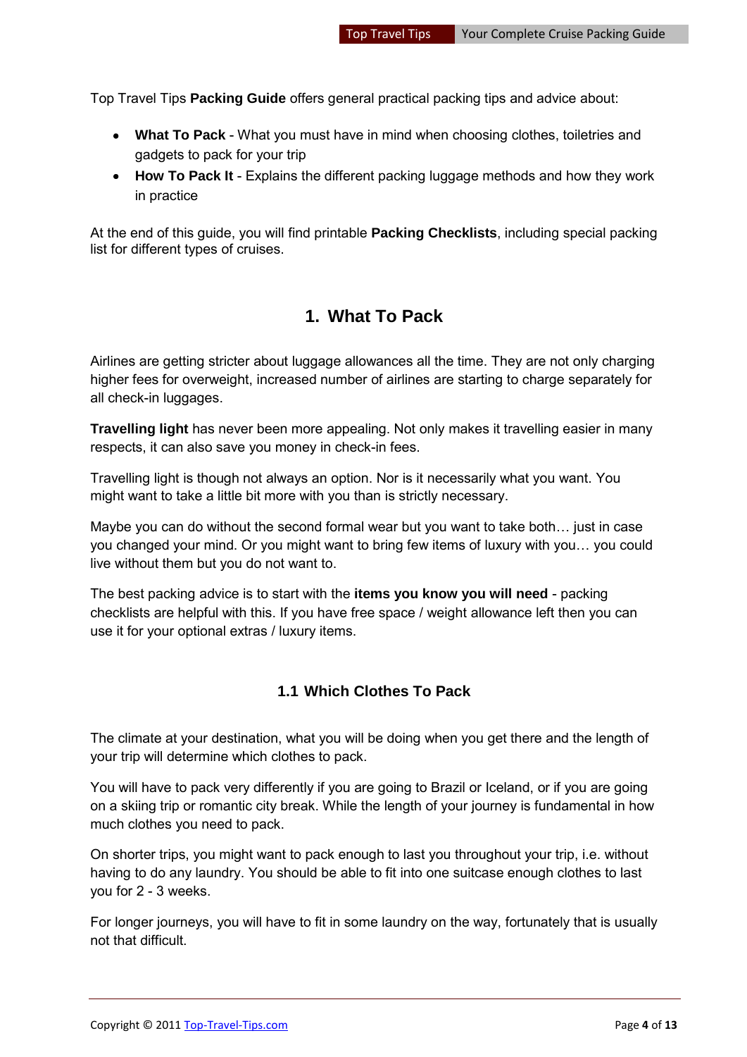Top Travel Tips **Packing Guide** offers general practical packing tips and advice about:

- **What To Pack** - What you must have in mind when choosing clothes, toiletries and gadgets to pack for your trip
- **How To Pack It** - Explains the different packing luggage methods and how they work in practice

At the end of this guide, you will find printable **Packing Checklists**, including special packing list for different types of cruises.

## 1. What To Pack

Airlines are getting stricter about luggage allowances all the time. They are not only charging higher fees for overweight, increased number of airlines are starting to charge separately for all check-in luggages.

**Travelling light** has never been more appealing. Not only makes it travelling easier in many respects, it can also save you money in check-in fees.

Travelling light is though not always an option. Nor is it necessarily what you want. You might want to take a little bit more with you than is strictly necessary.

Maybe you can do without the second formal wear but you want to take both… just in case you changed your mind. Or you might want to bring few items of luxury with you… you could live without them but you do not want to.

The best packing advice is to start with the **items you know you will need** - packing checklists are helpful with this. If you have free space / weight allowance left then you can use it for your optional extras / luxury items.

### 1.1 Which Clothes To Pack

The climate at your destination, what you will be doing when you get there and the length of your trip will determine which clothes to pack.

You will have to pack very differently if you are going to Brazil or Iceland, or if you are going on a skiing trip or romantic city break. While the length of your journey is fundamental in how much clothes you need to pack.

On shorter trips, you might want to pack enough to last you throughout your trip, i.e. without having to do any laundry. You should be able to fit into one suitcase enough clothes to last you for 2 - 3 weeks.

For longer journeys, you will have to fit in some laundry on the way, fortunately that is usually not that difficult.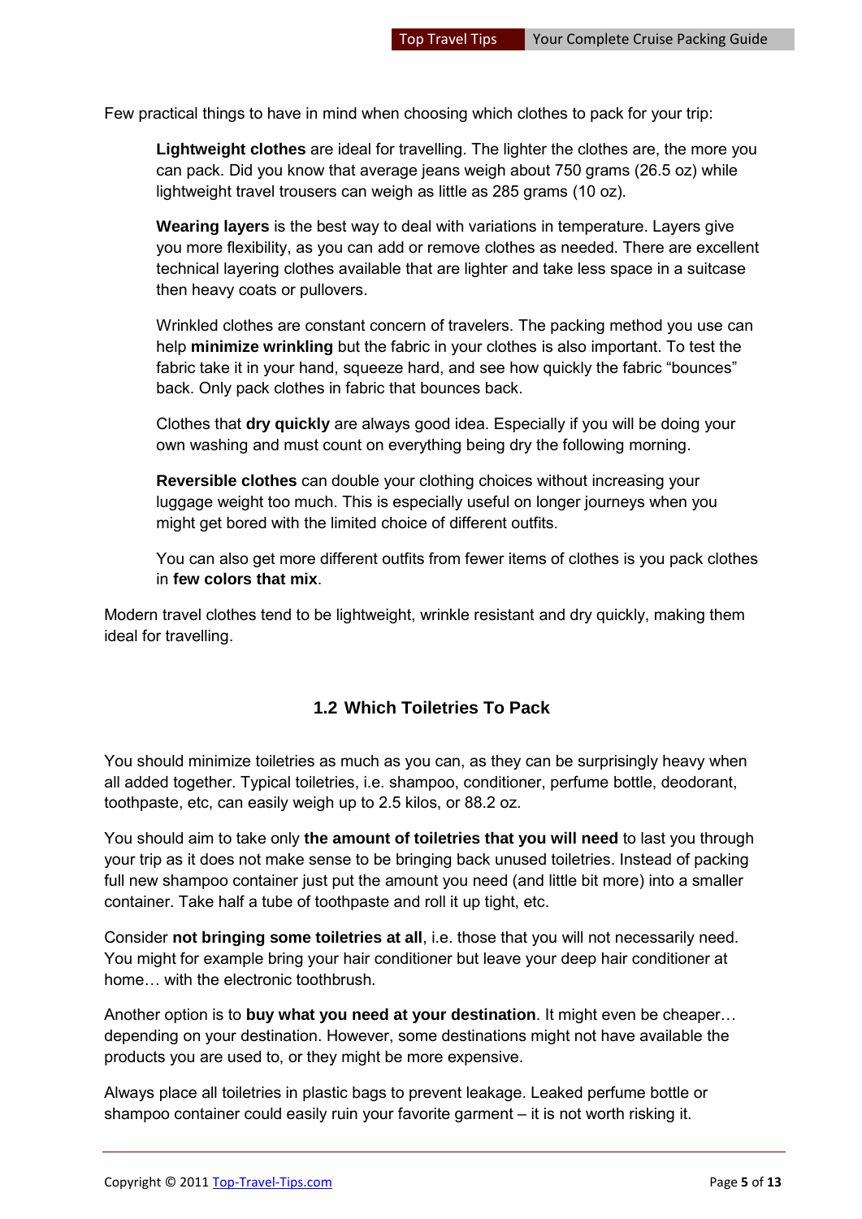Few practical things to have in mind when choosing which clothes to pack for your trip:

> **Lightweight clothes** are ideal for travelling. The lighter the clothes are, the more you can pack. Did you know that average jeans weigh about 750 grams (26.5 oz) while lightweight travel trousers can weigh as little as 285 grams (10 oz).
>
> **Wearing layers** is the best way to deal with variations in temperature. Layers give you more flexibility, as you can add or remove clothes as needed. There are excellent technical layering clothes available that are lighter and take less space in a suitcase then heavy coats or pullovers.
>
> Wrinkled clothes are constant concern of travelers. The packing method you use can help **minimize wrinkling** but the fabric in your clothes is also important. To test the fabric take it in your hand, squeeze hard, and see how quickly the fabric "bounces" back. Only pack clothes in fabric that bounces back.
>
> Clothes that **dry quickly** are always good idea. Especially if you will be doing your own washing and must count on everything being dry the following morning.
>
> **Reversible clothes** can double your clothing choices without increasing your luggage weight too much. This is especially useful on longer journeys when you might get bored with the limited choice of different outfits.
>
> You can also get more different outfits from fewer items of clothes is you pack clothes in **few colors that mix**.

Modern travel clothes tend to be lightweight, wrinkle resistant and dry quickly, making them ideal for travelling.

### 1.2 Which Toiletries To Pack

You should minimize toiletries as much as you can, as they can be surprisingly heavy when all added together. Typical toiletries, i.e. shampoo, conditioner, perfume bottle, deodorant, toothpaste, etc, can easily weigh up to 2.5 kilos, or 88.2 oz.

You should aim to take only **the amount of toiletries that you will need** to last you through your trip as it does not make sense to be bringing back unused toiletries. Instead of packing full new shampoo container just put the amount you need (and little bit more) into a smaller container. Take half a tube of toothpaste and roll it up tight, etc.

Consider **not bringing some toiletries at all**, i.e. those that you will not necessarily need. You might for example bring your hair conditioner but leave your deep hair conditioner at home… with the electronic toothbrush.

Another option is to **buy what you need at your destination**. It might even be cheaper… depending on your destination. However, some destinations might not have available the products you are used to, or they might be more expensive.

Always place all toiletries in plastic bags to prevent leakage. Leaked perfume bottle or shampoo container could easily ruin your favorite garment – it is not worth risking it.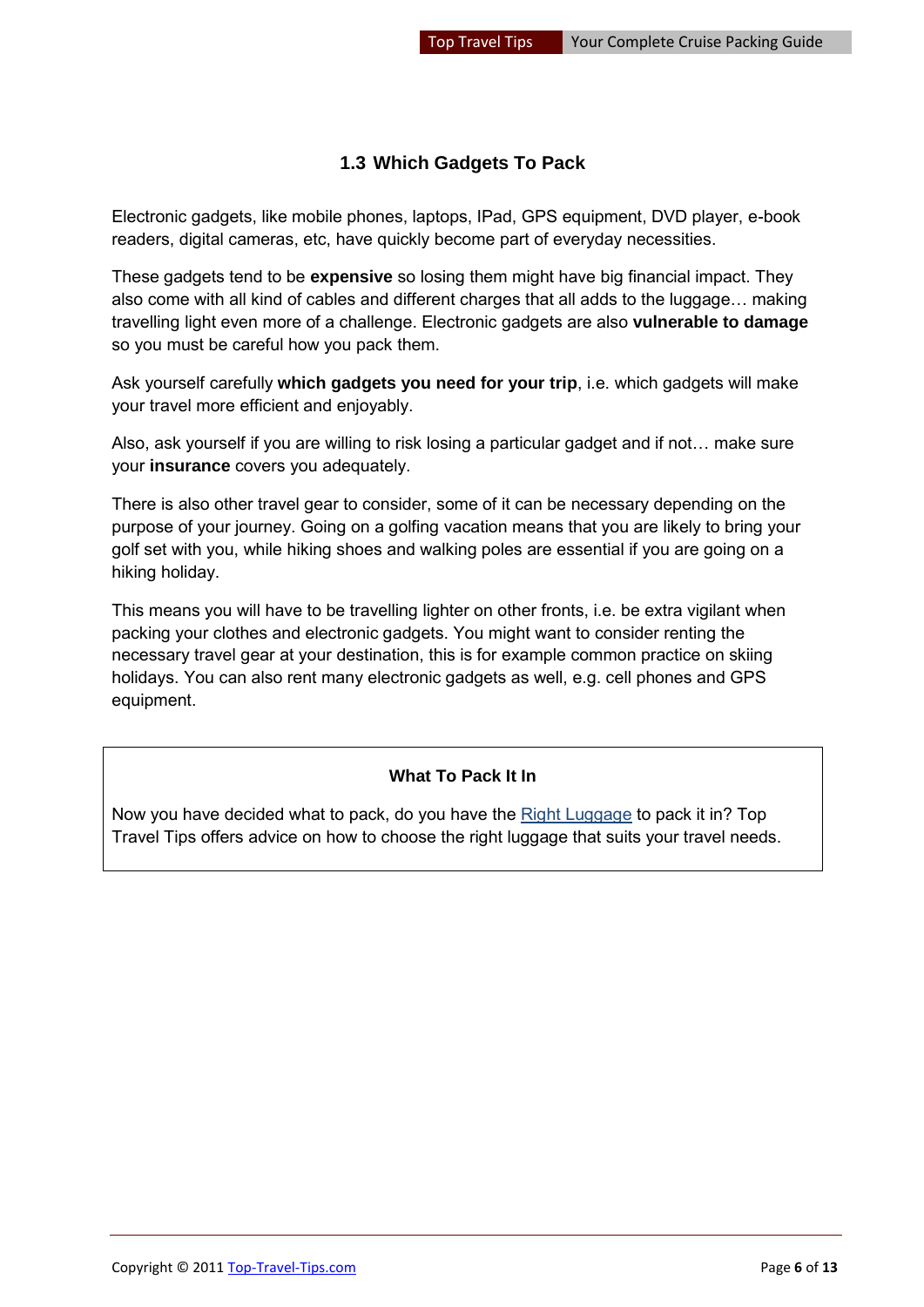### 1.3 Which Gadgets To Pack

Electronic gadgets, like mobile phones, laptops, IPad, GPS equipment, DVD player, e-book readers, digital cameras, etc, have quickly become part of everyday necessities.

These gadgets tend to be **expensive** so losing them might have big financial impact. They also come with all kind of cables and different charges that all adds to the luggage… making travelling light even more of a challenge. Electronic gadgets are also **vulnerable to damage** so you must be careful how you pack them.

Ask yourself carefully **which gadgets you need for your trip**, i.e. which gadgets will make your travel more efficient and enjoyably.

Also, ask yourself if you are willing to risk losing a particular gadget and if not… make sure your **insurance** covers you adequately.

There is also other travel gear to consider, some of it can be necessary depending on the purpose of your journey. Going on a golfing vacation means that you are likely to bring your golf set with you, while hiking shoes and walking poles are essential if you are going on a hiking holiday.

This means you will have to be travelling lighter on other fronts, i.e. be extra vigilant when packing your clothes and electronic gadgets. You might want to consider renting the necessary travel gear at your destination, this is for example common practice on skiing holidays. You can also rent many electronic gadgets as well, e.g. cell phones and GPS equipment.

**What To Pack It In**

Now you have decided what to pack, do you have the Right Luggage to pack it in? Top Travel Tips offers advice on how to choose the right luggage that suits your travel needs.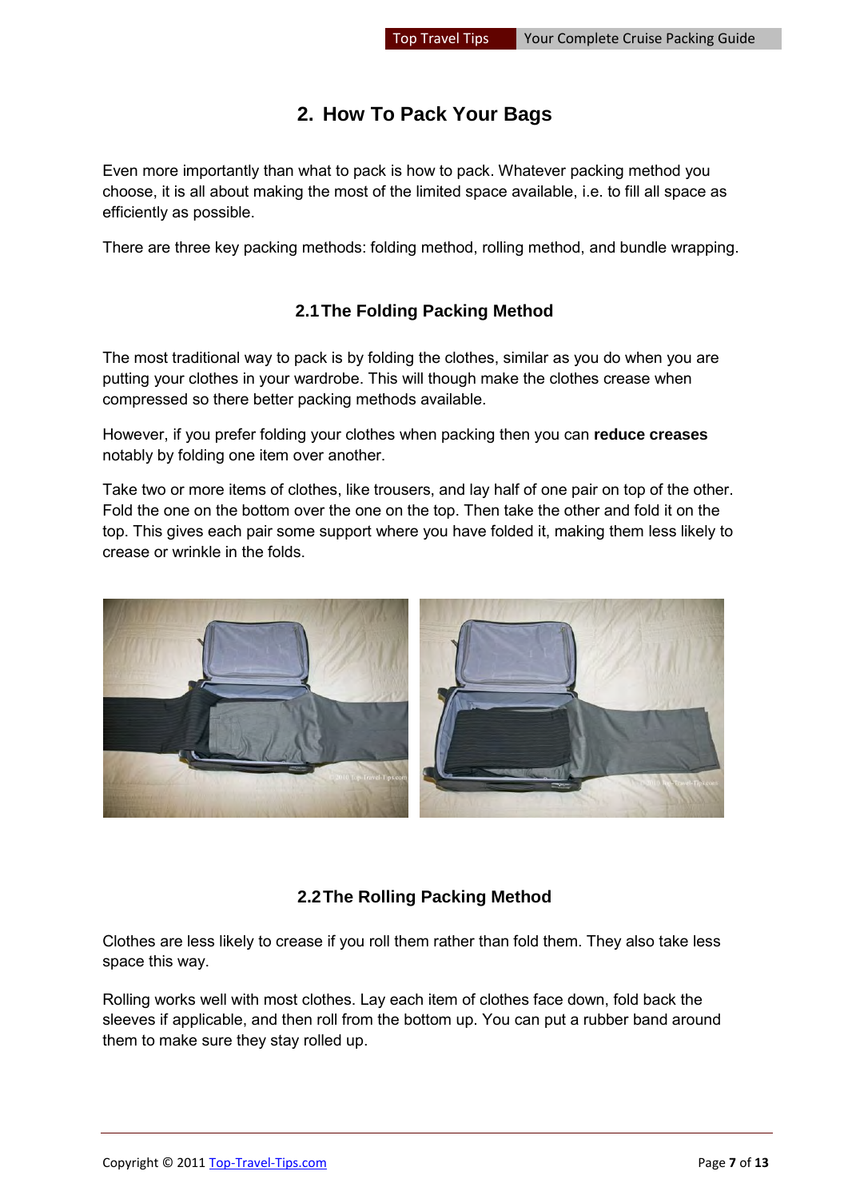## 2. How To Pack Your Bags

Even more importantly than what to pack is how to pack. Whatever packing method you choose, it is all about making the most of the limited space available, i.e. to fill all space as efficiently as possible.

There are three key packing methods: folding method, rolling method, and bundle wrapping.

### 2.1 The Folding Packing Method

The most traditional way to pack is by folding the clothes, similar as you do when you are putting your clothes in your wardrobe. This will though make the clothes crease when compressed so there better packing methods available.

However, if you prefer folding your clothes when packing then you can **reduce creases** notably by folding one item over another.

Take two or more items of clothes, like trousers, and lay half of one pair on top of the other. Fold the one on the bottom over the one on the top. Then take the other and fold it on the top. This gives each pair some support where you have folded it, making them less likely to crease or wrinkle in the folds.

### 2.2 The Rolling Packing Method

Clothes are less likely to crease if you roll them rather than fold them. They also take less space this way.

Rolling works well with most clothes. Lay each item of clothes face down, fold back the sleeves if applicable, and then roll from the bottom up. You can put a rubber band around them to make sure they stay rolled up.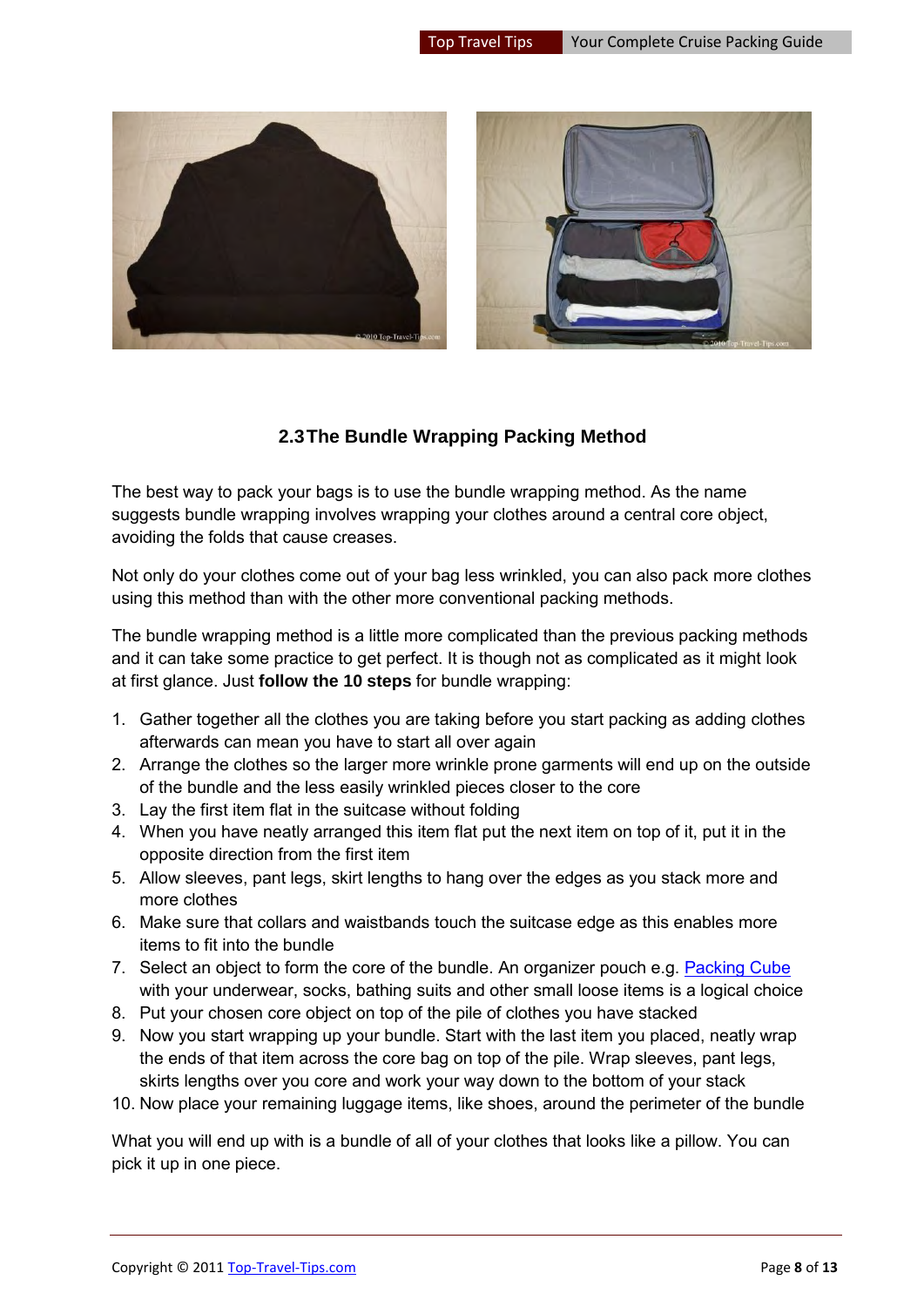## 2.3 The Bundle Wrapping Packing Method

The best way to pack your bags is to use the bundle wrapping method. As the name suggests bundle wrapping involves wrapping your clothes around a central core object, avoiding the folds that cause creases.

Not only do your clothes come out of your bag less wrinkled, you can also pack more clothes using this method than with the other more conventional packing methods.

The bundle wrapping method is a little more complicated than the previous packing methods and it can take some practice to get perfect. It is though not as complicated as it might look at first glance. Just **follow the 10 steps** for bundle wrapping:

1. Gather together all the clothes you are taking before you start packing as adding clothes afterwards can mean you have to start all over again
2. Arrange the clothes so the larger more wrinkle prone garments will end up on the outside of the bundle and the less easily wrinkled pieces closer to the core
3. Lay the first item flat in the suitcase without folding
4. When you have neatly arranged this item flat put the next item on top of it, put it in the opposite direction from the first item
5. Allow sleeves, pant legs, skirt lengths to hang over the edges as you stack more and more clothes
6. Make sure that collars and waistbands touch the suitcase edge as this enables more items to fit into the bundle
7. Select an object to form the core of the bundle. An organizer pouch e.g. Packing Cube with your underwear, socks, bathing suits and other small loose items is a logical choice
8. Put your chosen core object on top of the pile of clothes you have stacked
9. Now you start wrapping up your bundle. Start with the last item you placed, neatly wrap the ends of that item across the core bag on top of the pile. Wrap sleeves, pant legs, skirts lengths over you core and work your way down to the bottom of your stack
10. Now place your remaining luggage items, like shoes, around the perimeter of the bundle

What you will end up with is a bundle of all of your clothes that looks like a pillow. You can pick it up in one piece.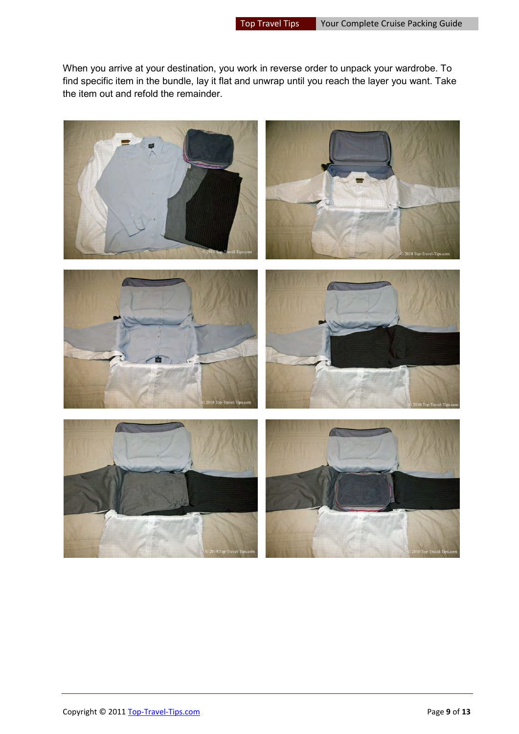When you arrive at your destination, you work in reverse order to unpack your wardrobe. To find specific item in the bundle, lay it flat and unwrap until you reach the layer you want. Take the item out and refold the remainder.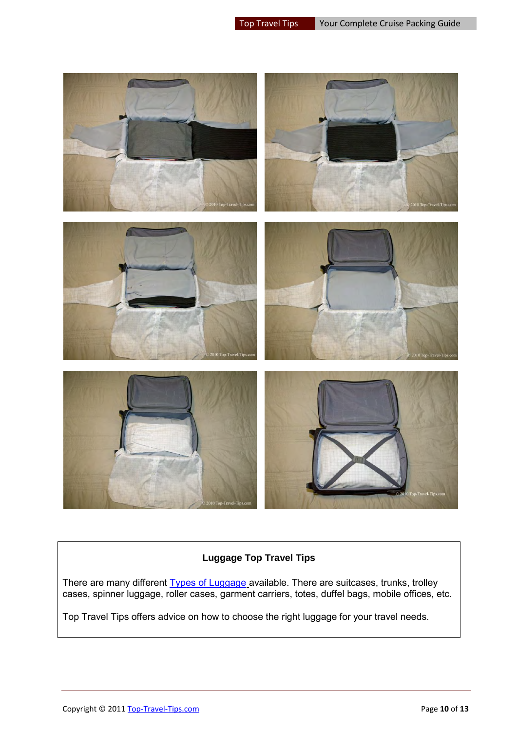**Luggage Top Travel Tips**

There are many different [Types of Luggage](#) available. There are suitcases, trunks, trolley cases, spinner luggage, roller cases, garment carriers, totes, duffel bags, mobile offices, etc.

Top Travel Tips offers advice on how to choose the right luggage for your travel needs.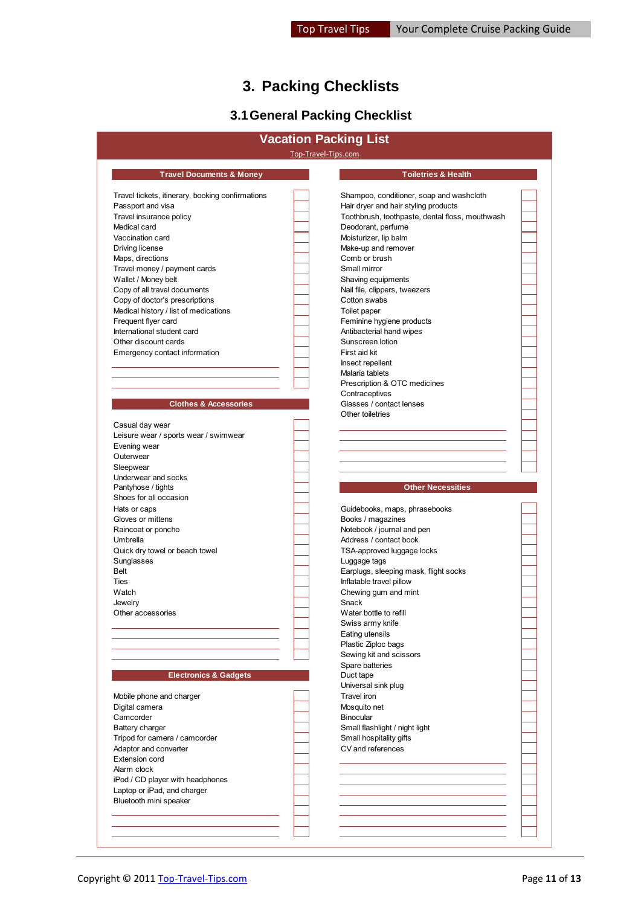# 3. Packing Checklists

## 3.1 General Packing Checklist

### Vacation Packing List

Top-Travel-Tips.com

#### Travel Documents & Money

- Travel tickets, itinerary, booking confirmations
- Passport and visa
- Travel insurance policy
- Medical card
- Vaccination card
- Driving license
- Maps, directions
- Travel money / payment cards
- Wallet / Money belt
- Copy of all travel documents
- Copy of doctor's prescriptions
- Medical history / list of medications
- Frequent flyer card
- International student card
- Other discount cards
- Emergency contact information

#### Clothes & Accessories

- Casual day wear
- Leisure wear / sports wear / swimwear
- Evening wear
- Outerwear
- Sleepwear
- Underwear and socks
- Pantyhose / tights
- Shoes for all occasion
- Hats or caps
- Gloves or mittens
- Raincoat or poncho
- Umbrella
- Quick dry towel or beach towel
- Sunglasses
- Belt
- Ties
- Watch
- Jewelry
- Other accessories

#### Electronics & Gadgets

- Mobile phone and charger
- Digital camera
- Camcorder
- Battery charger
- Tripod for camera / camcorder
- Adaptor and converter
- Extension cord
- Alarm clock
- iPod / CD player with headphones
- Laptop or iPad, and charger
- Bluetooth mini speaker

#### Toiletries & Health

- Shampoo, conditioner, soap and washcloth
- Hair dryer and hair styling products
- Toothbrush, toothpaste, dental floss, mouthwash
- Deodorant, perfume
- Moisturizer, lip balm
- Make-up and remover
- Comb or brush
- Small mirror
- Shaving equipments
- Nail file, clippers, tweezers
- Cotton swabs
- Toilet paper
- Feminine hygiene products
- Antibacterial hand wipes
- Sunscreen lotion
- First aid kit
- Insect repellent
- Malaria tablets
- Prescription & OTC medicines
- Contraceptives
- Glasses / contact lenses
- Other toiletries

#### Other Necessities

- Guidebooks, maps, phrasebooks
- Books / magazines
- Notebook / journal and pen
- Address / contact book
- TSA-approved luggage locks
- Luggage tags
- Earplugs, sleeping mask, flight socks
- Inflatable travel pillow
- Chewing gum and mint
- Snack
- Water bottle to refill
- Swiss army knife
- Eating utensils
- Plastic Ziploc bags
- Sewing kit and scissors
- Spare batteries
- Duct tape
- Universal sink plug
- Travel iron
- Mosquito net
- Binocular
- Small flashlight / night light
- Small hospitality gifts
- CV and references

Copyright © 2011 Top-Travel-Tips.com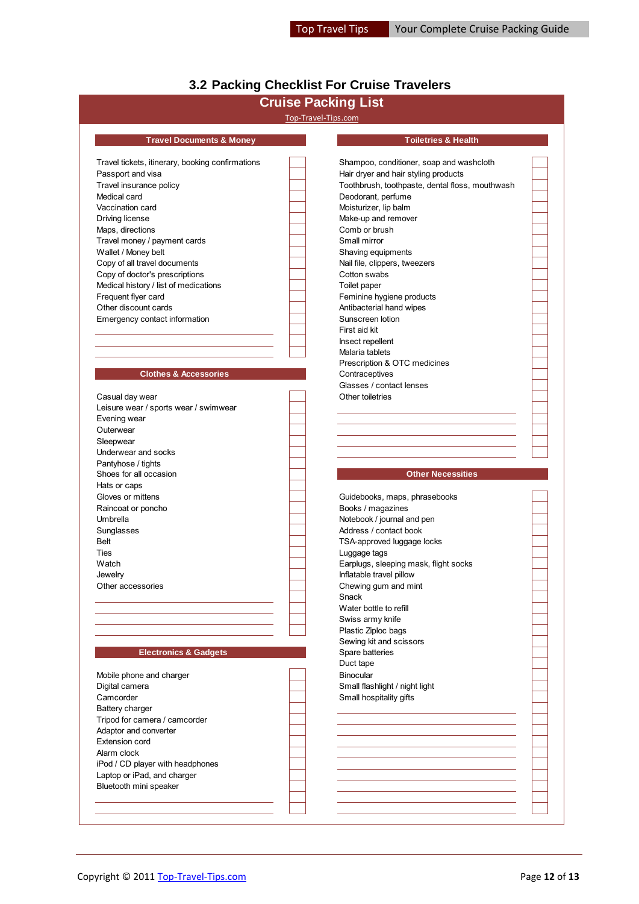## 3.2 Packing Checklist For Cruise Travelers

# Cruise Packing List

Top-Travel-Tips.com

### Travel Documents & Money

- [ ] Travel tickets, itinerary, booking confirmations
- [ ] Passport and visa
- [ ] Travel insurance policy
- [ ] Medical card
- [ ] Vaccination card
- [ ] Driving license
- [ ] Maps, directions
- [ ] Travel money / payment cards
- [ ] Wallet / Money belt
- [ ] Copy of all travel documents
- [ ] Copy of doctor's prescriptions
- [ ] Medical history / list of medications
- [ ] Frequent flyer card
- [ ] Other discount cards
- [ ] Emergency contact information
- [ ] ____________________
- [ ] ____________________
- [ ] ____________________

### Clothes & Accessories

- [ ] Casual day wear
- [ ] Leisure wear / sports wear / swimwear
- [ ] Evening wear
- [ ] Outerwear
- [ ] Sleepwear
- [ ] Underwear and socks
- [ ] Pantyhose / tights
- [ ] Shoes for all occasion
- [ ] Hats or caps
- [ ] Gloves or mittens
- [ ] Raincoat or poncho
- [ ] Umbrella
- [ ] Sunglasses
- [ ] Belt
- [ ] Ties
- [ ] Watch
- [ ] Jewelry
- [ ] Other accessories
- [ ] ____________________
- [ ] ____________________
- [ ] ____________________

### Electronics & Gadgets

- [ ] Mobile phone and charger
- [ ] Digital camera
- [ ] Camcorder
- [ ] Battery charger
- [ ] Tripod for camera / camcorder
- [ ] Adaptor and converter
- [ ] Extension cord
- [ ] Alarm clock
- [ ] iPod / CD player with headphones
- [ ] Laptop or iPad, and charger
- [ ] Bluetooth mini speaker
- [ ] ____________________
- [ ] ____________________

### Toiletries & Health

- [ ] Shampoo, conditioner, soap and washcloth
- [ ] Hair dryer and hair styling products
- [ ] Toothbrush, toothpaste, dental floss, mouthwash
- [ ] Deodorant, perfume
- [ ] Moisturizer, lip balm
- [ ] Make-up and remover
- [ ] Comb or brush
- [ ] Small mirror
- [ ] Shaving equipments
- [ ] Nail file, clippers, tweezers
- [ ] Cotton swabs
- [ ] Toilet paper
- [ ] Feminine hygiene products
- [ ] Antibacterial hand wipes
- [ ] Sunscreen lotion
- [ ] First aid kit
- [ ] Insect repellent
- [ ] Malaria tablets
- [ ] Prescription & OTC medicines
- [ ] Contraceptives
- [ ] Glasses / contact lenses
- [ ] Other toiletries
- [ ] ____________________
- [ ] ____________________
- [ ] ____________________
- [ ] ____________________

### Other Necessities

- [ ] Guidebooks, maps, phrasebooks
- [ ] Books / magazines
- [ ] Notebook / journal and pen
- [ ] Address / contact book
- [ ] TSA-approved luggage locks
- [ ] Luggage tags
- [ ] Earplugs, sleeping mask, flight socks
- [ ] Inflatable travel pillow
- [ ] Chewing gum and mint
- [ ] Snack
- [ ] Water bottle to refill
- [ ] Swiss army knife
- [ ] Plastic Ziploc bags
- [ ] Sewing kit and scissors
- [ ] Spare batteries
- [ ] Duct tape
- [ ] Binocular
- [ ] Small flashlight / night light
- [ ] Small hospitality gifts
- [ ] ____________________
- [ ] ____________________
- [ ] ____________________
- [ ] ____________________
- [ ] ____________________
- [ ] ____________________
- [ ] ____________________
- [ ] ____________________
- [ ] ____________________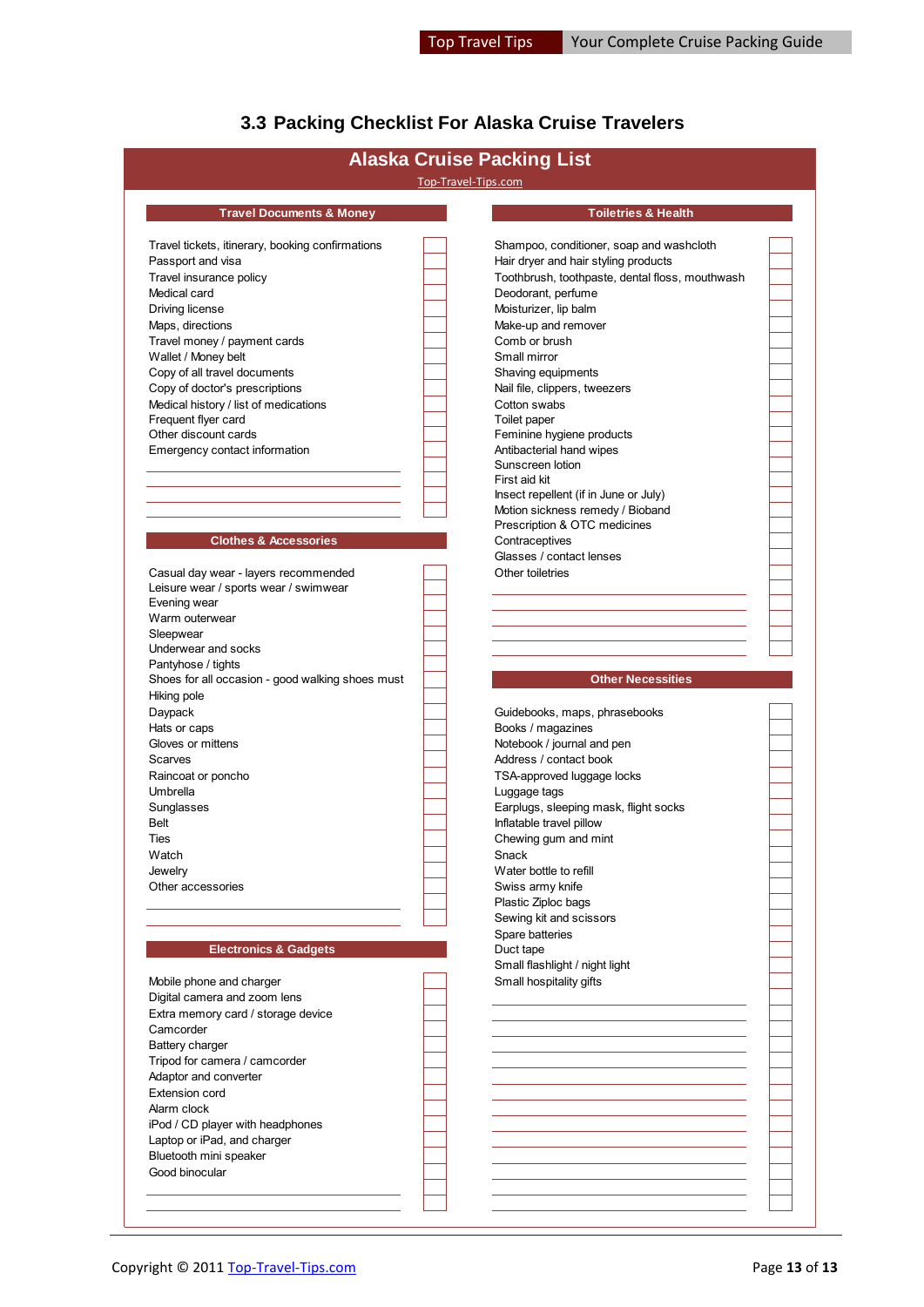## 3.3 Packing Checklist For Alaska Cruise Travelers

# Alaska Cruise Packing List

Top-Travel-Tips.com

### Travel Documents & Money

- Travel tickets, itinerary, booking confirmations
- Passport and visa
- Travel insurance policy
- Medical card
- Driving license
- Maps, directions
- Travel money / payment cards
- Wallet / Money belt
- Copy of all travel documents
- Copy of doctor's prescriptions
- Medical history / list of medications
- Frequent flyer card
- Other discount cards
- Emergency contact information

### Clothes & Accessories

- Casual day wear - layers recommended
- Leisure wear / sports wear / swimwear
- Evening wear
- Warm outerwear
- Sleepwear
- Underwear and socks
- Pantyhose / tights
- Shoes for all occasion - good walking shoes must
- Hiking pole
- Daypack
- Hats or caps
- Gloves or mittens
- Scarves
- Raincoat or poncho
- Umbrella
- Sunglasses
- Belt
- Ties
- Watch
- Jewelry
- Other accessories

### Electronics & Gadgets

- Mobile phone and charger
- Digital camera and zoom lens
- Extra memory card / storage device
- Camcorder
- Battery charger
- Tripod for camera / camcorder
- Adaptor and converter
- Extension cord
- Alarm clock
- iPod / CD player with headphones
- Laptop or iPad, and charger
- Bluetooth mini speaker
- Good binocular

### Toiletries & Health

- Shampoo, conditioner, soap and washcloth
- Hair dryer and hair styling products
- Toothbrush, toothpaste, dental floss, mouthwash
- Deodorant, perfume
- Moisturizer, lip balm
- Make-up and remover
- Comb or brush
- Small mirror
- Shaving equipments
- Nail file, clippers, tweezers
- Cotton swabs
- Toilet paper
- Feminine hygiene products
- Antibacterial hand wipes
- Sunscreen lotion
- First aid kit
- Insect repellent (if in June or July)
- Motion sickness remedy / Bioband
- Prescription & OTC medicines
- Contraceptives
- Glasses / contact lenses
- Other toiletries

### Other Necessities

- Guidebooks, maps, phrasebooks
- Books / magazines
- Notebook / journal and pen
- Address / contact book
- TSA-approved luggage locks
- Luggage tags
- Earplugs, sleeping mask, flight socks
- Inflatable travel pillow
- Chewing gum and mint
- Snack
- Water bottle to refill
- Swiss army knife
- Plastic Ziploc bags
- Sewing kit and scissors
- Spare batteries
- Duct tape
- Small flashlight / night light
- Small hospitality gifts